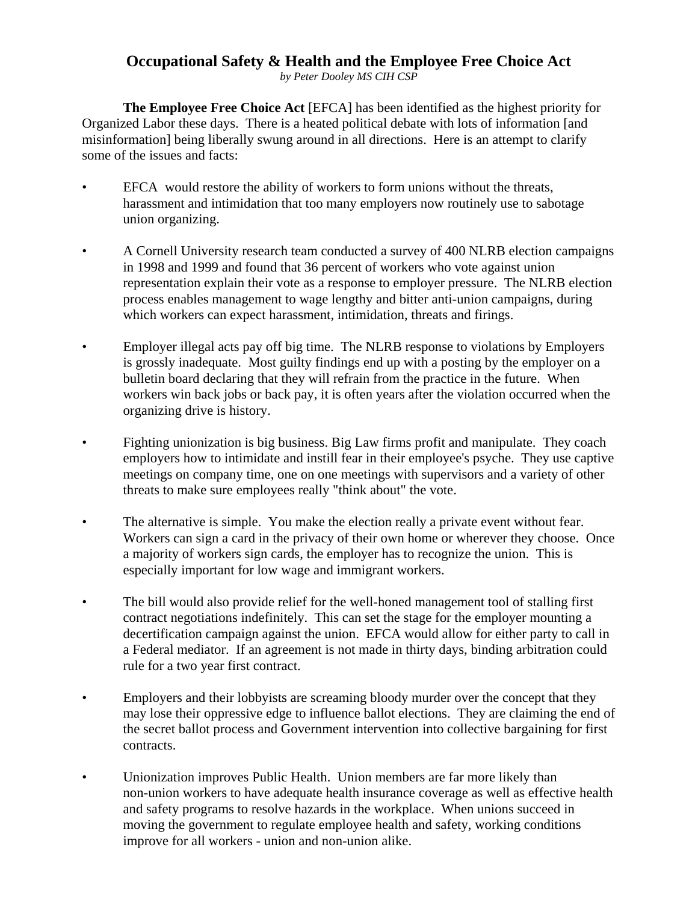# Occupational Safety & Health and the Employee Free Choice Act

*by Peter Dooley MS CIH CSP*

**The Employee Free Choice Act** [EFCA] has been identified as the highest priority for Organized Labor these days. There is a heated political debate with lots of information [and misinformation] being liberally swung around in all directions. Here is an attempt to clarify some of the issues and facts:

- EFCA would restore the ability of workers to form unions without the threats, harassment and intimidation that too many employers now routinely use to sabotage union organizing.

- A Cornell University research team conducted a survey of 400 NLRB election campaigns in 1998 and 1999 and found that 36 percent of workers who vote against union representation explain their vote as a response to employer pressure. The NLRB election process enables management to wage lengthy and bitter anti-union campaigns, during which workers can expect harassment, intimidation, threats and firings.

- Employer illegal acts pay off big time. The NLRB response to violations by Employers is grossly inadequate. Most guilty findings end up with a posting by the employer on a bulletin board declaring that they will refrain from the practice in the future. When workers win back jobs or back pay, it is often years after the violation occurred when the organizing drive is history.

- Fighting unionization is big business. Big Law firms profit and manipulate. They coach employers how to intimidate and instill fear in their employee's psyche. They use captive meetings on company time, one on one meetings with supervisors and a variety of other threats to make sure employees really "think about" the vote.

- The alternative is simple. You make the election really a private event without fear. Workers can sign a card in the privacy of their own home or wherever they choose. Once a majority of workers sign cards, the employer has to recognize the union. This is especially important for low wage and immigrant workers.

- The bill would also provide relief for the well-honed management tool of stalling first contract negotiations indefinitely. This can set the stage for the employer mounting a decertification campaign against the union. EFCA would allow for either party to call in a Federal mediator. If an agreement is not made in thirty days, binding arbitration could rule for a two year first contract.

- Employers and their lobbyists are screaming bloody murder over the concept that they may lose their oppressive edge to influence ballot elections. They are claiming the end of the secret ballot process and Government intervention into collective bargaining for first contracts.

- Unionization improves Public Health. Union members are far more likely than non-union workers to have adequate health insurance coverage as well as effective health and safety programs to resolve hazards in the workplace. When unions succeed in moving the government to regulate employee health and safety, working conditions improve for all workers - union and non-union alike.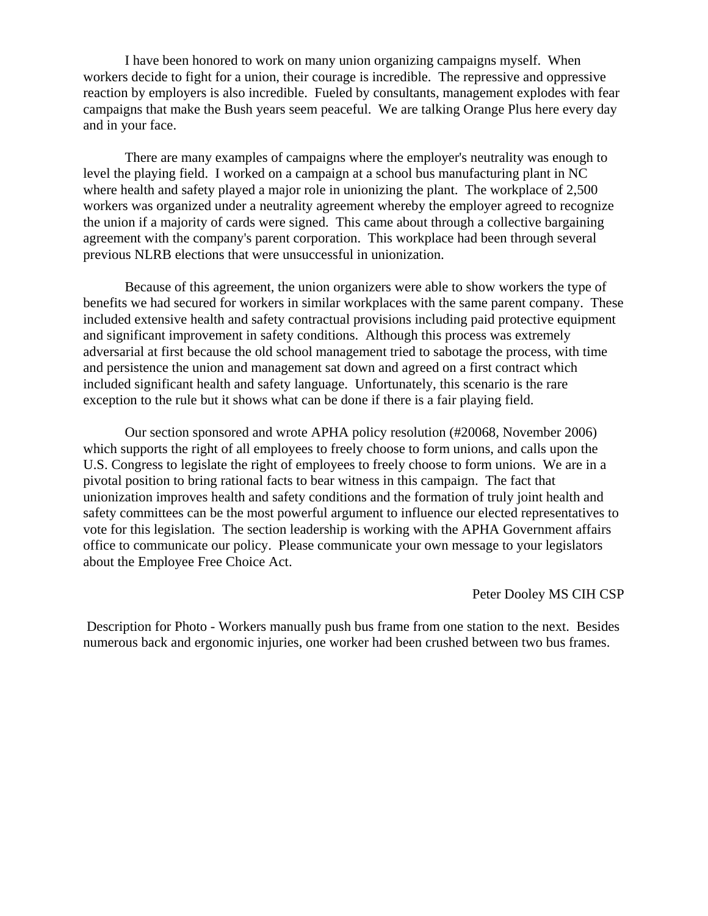I have been honored to work on many union organizing campaigns myself. When workers decide to fight for a union, their courage is incredible. The repressive and oppressive reaction by employers is also incredible. Fueled by consultants, management explodes with fear campaigns that make the Bush years seem peaceful. We are talking Orange Plus here every day and in your face.

There are many examples of campaigns where the employer's neutrality was enough to level the playing field. I worked on a campaign at a school bus manufacturing plant in NC where health and safety played a major role in unionizing the plant. The workplace of 2,500 workers was organized under a neutrality agreement whereby the employer agreed to recognize the union if a majority of cards were signed. This came about through a collective bargaining agreement with the company's parent corporation. This workplace had been through several previous NLRB elections that were unsuccessful in unionization.

Because of this agreement, the union organizers were able to show workers the type of benefits we had secured for workers in similar workplaces with the same parent company. These included extensive health and safety contractual provisions including paid protective equipment and significant improvement in safety conditions. Although this process was extremely adversarial at first because the old school management tried to sabotage the process, with time and persistence the union and management sat down and agreed on a first contract which included significant health and safety language. Unfortunately, this scenario is the rare exception to the rule but it shows what can be done if there is a fair playing field.

Our section sponsored and wrote APHA policy resolution (#20068, November 2006) which supports the right of all employees to freely choose to form unions, and calls upon the U.S. Congress to legislate the right of employees to freely choose to form unions. We are in a pivotal position to bring rational facts to bear witness in this campaign. The fact that unionization improves health and safety conditions and the formation of truly joint health and safety committees can be the most powerful argument to influence our elected representatives to vote for this legislation. The section leadership is working with the APHA Government affairs office to communicate our policy. Please communicate your own message to your legislators about the Employee Free Choice Act.

Peter Dooley MS CIH CSP

Description for Photo - Workers manually push bus frame from one station to the next. Besides numerous back and ergonomic injuries, one worker had been crushed between two bus frames.